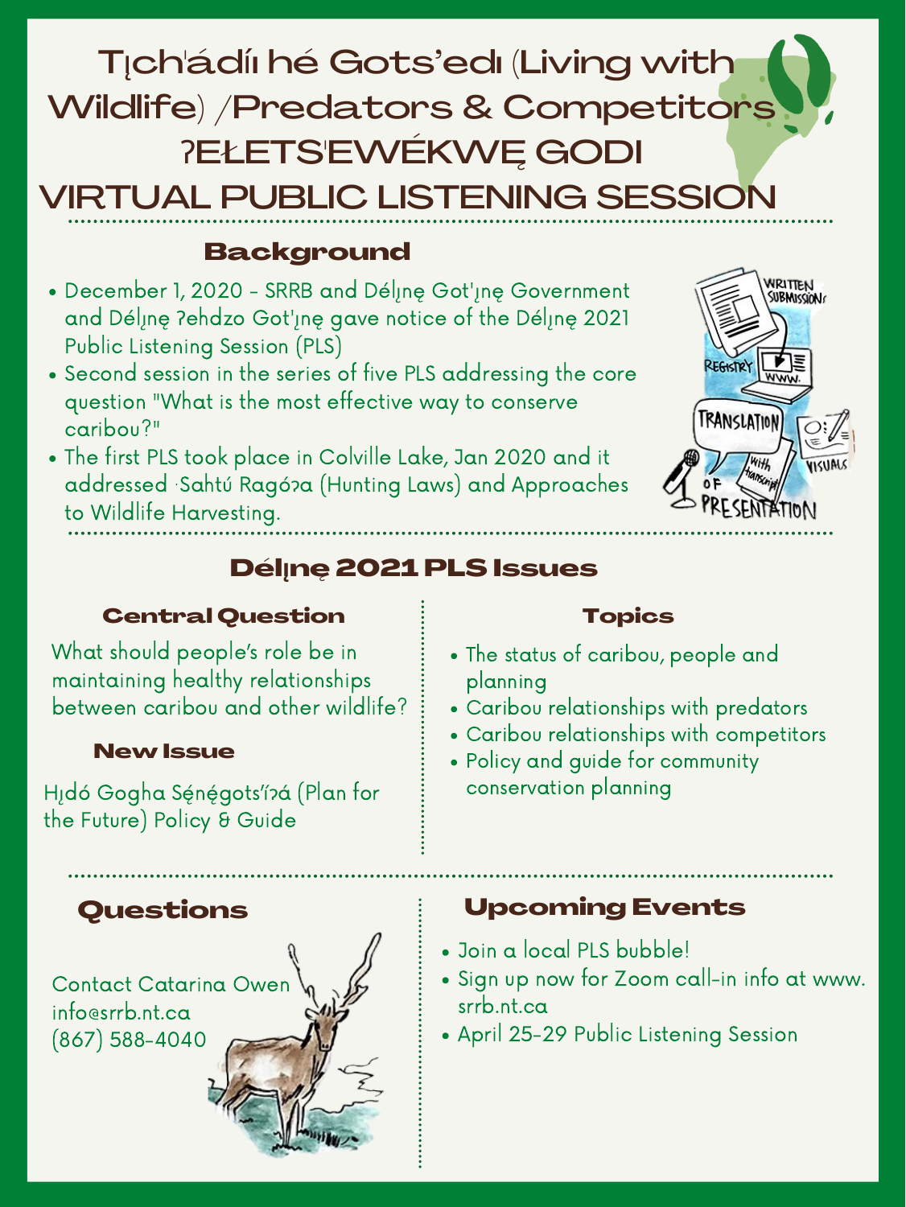# Tı̨ch'ádíı hé Gots'edı (Living with Wildlife) /Predators & Competitors ʔEŁETS'EWÉKWĘ GODI VIRTUAL PUBLIC LISTENING SESSION

## Background

- December 1, 2020 - SRRB and Délı̨nę Got'ı̨nę Government and Délı̨nę ʔehdzo Got'ı̨nę gave notice of the Délı̨nę 2021 Public Listening Session (PLS)
- Second session in the series of five PLS addressing the core question "What is the most effective way to conserve caribou?"
- The first PLS took place in Colville Lake, Jan 2020 and it addressed ·Sahtú Ragóʔa (Hunting Laws) and Approaches to Wildlife Harvesting.

## Délı̨nę 2021 PLS Issues

### Central Question

What should people's role be in maintaining healthy relationships between caribou and other wildlife?

### New Issue

Hı̨dó Gogha Sę́nę́gots'íʔá (Plan for the Future) Policy & Guide

### Topics

- The status of caribou, people and planning
- Caribou relationships with predators
- Caribou relationships with competitors
- Policy and guide for community conservation planning

## Questions

Contact Catarina Owen
info@srrb.nt.ca
(867) 588-4040

## Upcoming Events

- Join a local PLS bubble!
- Sign up now for Zoom call-in info at www.srrb.nt.ca
- April 25-29 Public Listening Session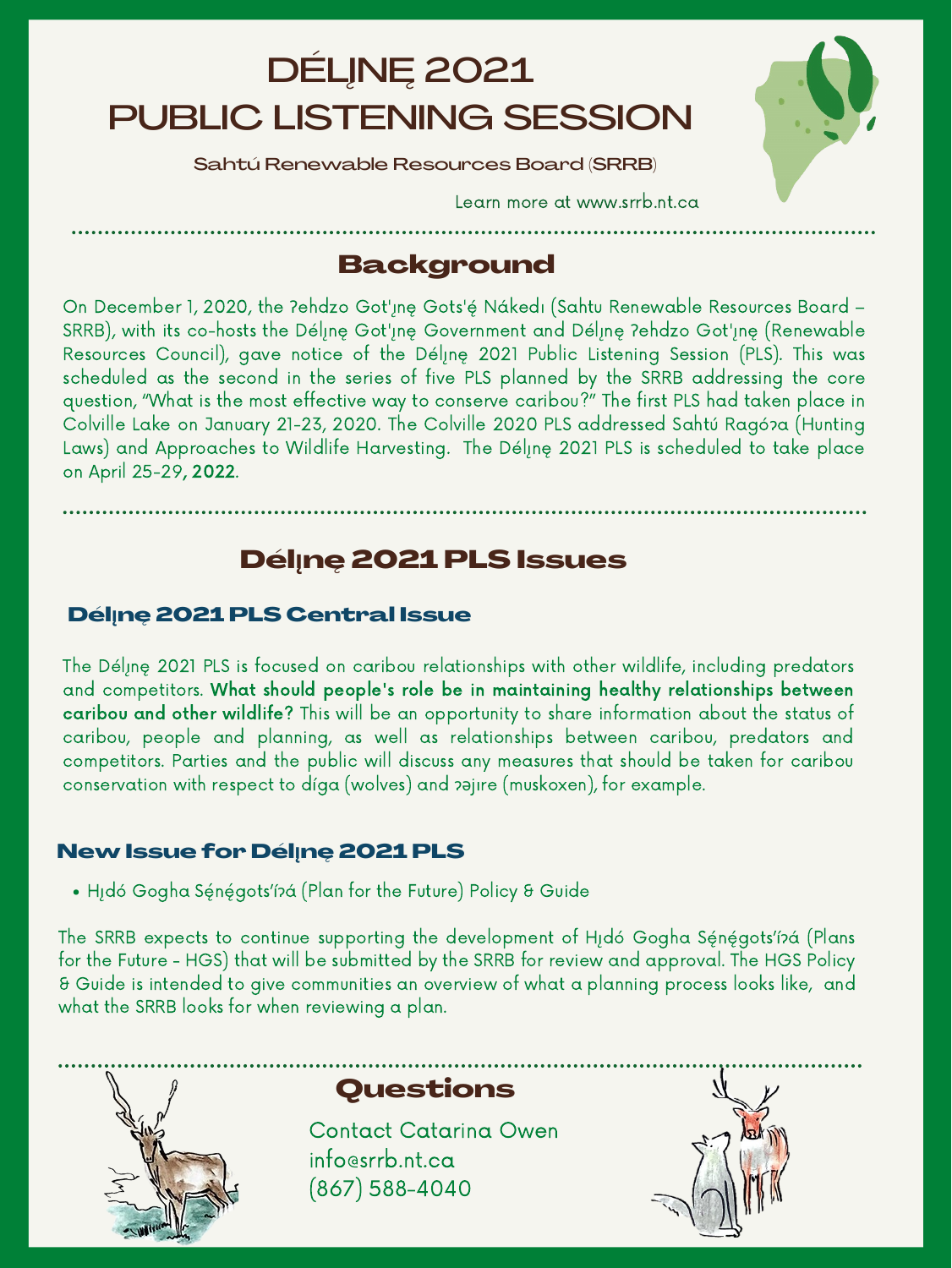# DÉLĮNĘ 2021 PUBLIC LISTENING SESSION

Sahtú Renewable Resources Board (SRRB)

Learn more at www.srrb.nt.ca

## Background

On December 1, 2020, the ʔehdzo Got'ı̨nę Gots'ę́ Nákedı (Sahtu Renewable Resources Board – SRRB), with its co-hosts the Délı̨nę Got'ı̨nę Government and Délı̨nę ʔehdzo Got'ı̨nę (Renewable Resources Council), gave notice of the Délı̨nę 2021 Public Listening Session (PLS). This was scheduled as the second in the series of five PLS planned by the SRRB addressing the core question, "What is the most effective way to conserve caribou?" The first PLS had taken place in Colville Lake on January 21-23, 2020. The Colville 2020 PLS addressed Sahtú Ragóʔa (Hunting Laws) and Approaches to Wildlife Harvesting. The Délı̨nę 2021 PLS is scheduled to take place on April 25-29**, 2022**.

## Délı̨nę 2021 PLS Issues

### Délı̨nę 2021 PLS Central Issue

The Délı̨nę 2021 PLS is focused on caribou relationships with other wildlife, including predators and competitors. **What should people's role be in maintaining healthy relationships between caribou and other wildlife?** This will be an opportunity to share information about the status of caribou, people and planning, as well as relationships between caribou, predators and competitors. Parties and the public will discuss any measures that should be taken for caribou conservation with respect to díga (wolves) and ʔəjıre (muskoxen), for example.

### New Issue for Délı̨nę 2021 PLS

- Hı̨dó Gogha Sę́nę́gots'íʔá (Plan for the Future) Policy & Guide

The SRRB expects to continue supporting the development of Hı̨dó Gogha Sę́nę́gots'íʔá (Plans for the Future - HGS) that will be submitted by the SRRB for review and approval. The HGS Policy & Guide is intended to give communities an overview of what a planning process looks like, and what the SRRB looks for when reviewing a plan.

## Questions

Contact Catarina Owen
info@srrb.nt.ca
(867) 588-4040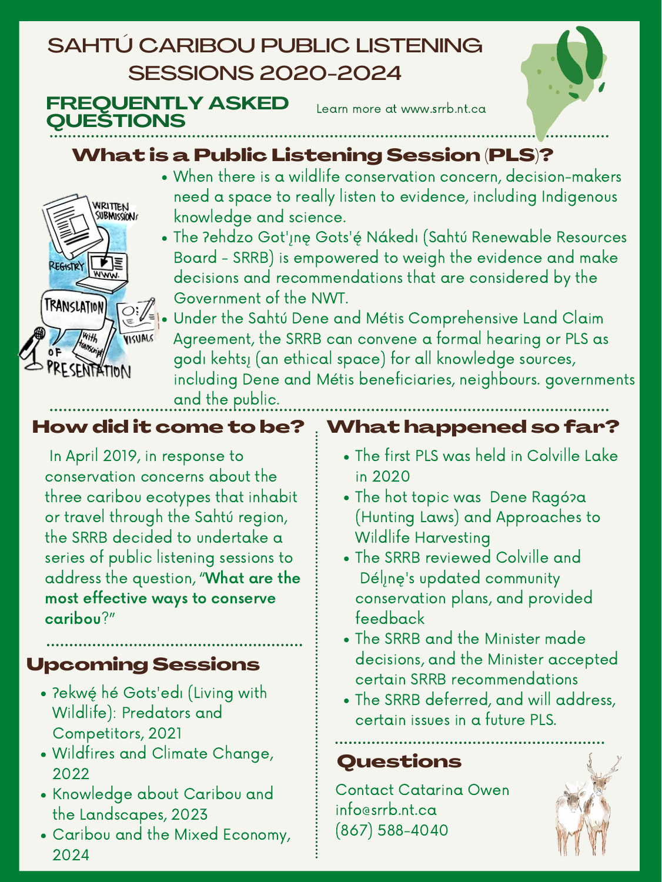# SAHTÚ CARIBOU PUBLIC LISTENING SESSIONS 2020-2024

## FREQUENTLY ASKED QUESTIONS

Learn more at www.srrb.nt.ca

## What is a Public Listening Session (PLS)?

- When there is a wildlife conservation concern, decision-makers need a space to really listen to evidence, including Indigenous knowledge and science.
- The ʔehdzo Got'ı̨nę Gots'ę́ Nákedı (Sahtú Renewable Resources Board - SRRB) is empowered to weigh the evidence and make decisions and recommendations that are considered by the Government of the NWT.
- Under the Sahtú Dene and Métis Comprehensive Land Claim Agreement, the SRRB can convene a formal hearing or PLS as godı kehtsı̨ (an ethical space) for all knowledge sources, including Dene and Métis beneficiaries, neighbours. governments and the public.

## How did it come to be?

In April 2019, in response to conservation concerns about the three caribou ecotypes that inhabit or travel through the Sahtú region, the SRRB decided to undertake a series of public listening sessions to address the question, "**What are the most effective ways to conserve caribou**?"

## Upcoming Sessions

- ʔekwę́ hé Gots'edı (Living with Wildlife): Predators and Competitors, 2021
- Wildfires and Climate Change, 2022
- Knowledge about Caribou and the Landscapes, 2023
- Caribou and the Mixed Economy, 2024

## What happened so far?

- The first PLS was held in Colville Lake in 2020
- The hot topic was Dene Ragóʔa (Hunting Laws) and Approaches to Wildlife Harvesting
- The SRRB reviewed Colville and Délı̨nę's updated community conservation plans, and provided feedback
- The SRRB and the Minister made decisions, and the Minister accepted certain SRRB recommendations
- The SRRB deferred, and will address, certain issues in a future PLS.

## Questions

Contact Catarina Owen
info@srrb.nt.ca
(867) 588-4040